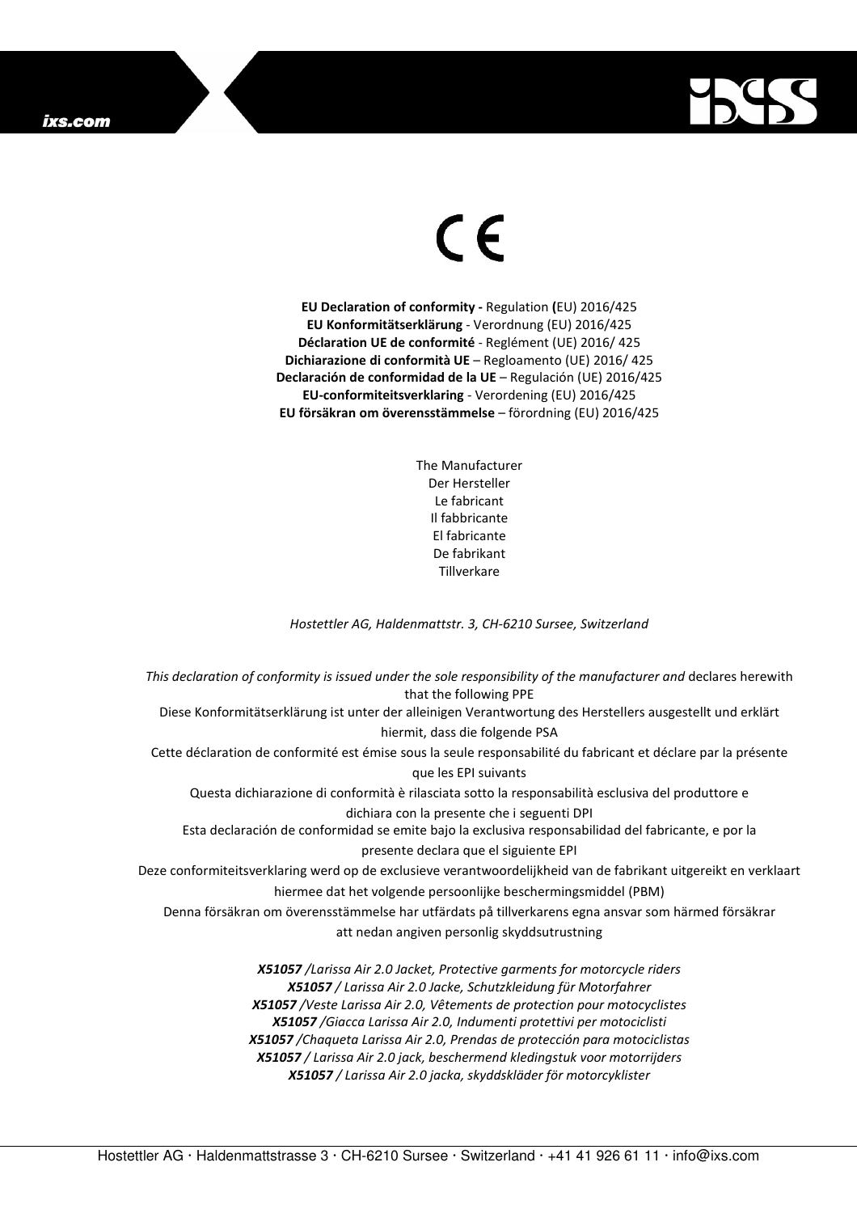CE

**EU Declaration of conformity -** Regulation **(**EU) 2016/425
**EU Konformitätserklärung** - Verordnung (EU) 2016/425
**Déclaration UE de conformité** - Reglément (UE) 2016/ 425
**Dichiarazione di conformità UE** – Regloamento (UE) 2016/ 425
**Declaración de conformidad de la UE** – Regulación (UE) 2016/425
**EU-conformiteitsverklaring** - Verordening (EU) 2016/425
**EU försäkran om överensstämmelse** – förordning (EU) 2016/425

The Manufacturer
Der Hersteller
Le fabricant
Il fabbricante
El fabricante
De fabrikant
Tillverkare

*Hostettler AG, Haldenmattstr. 3, CH-6210 Sursee, Switzerland*

*This declaration of conformity is issued under the sole responsibility of the manufacturer and* declares herewith that the following PPE
Diese Konformitätserklärung ist unter der alleinigen Verantwortung des Herstellers ausgestellt und erklärt hiermit, dass die folgende PSA
Cette déclaration de conformité est émise sous la seule responsabilité du fabricant et déclare par la présente que les EPI suivants
Questa dichiarazione di conformità è rilasciata sotto la responsabilità esclusiva del produttore e dichiara con la presente che i seguenti DPI
Esta declaración de conformidad se emite bajo la exclusiva responsabilidad del fabricante, e por la presente declara que el siguiente EPI
Deze conformiteitsverklaring werd op de exclusieve verantwoordelijkheid van de fabrikant uitgereikt en verklaart hiermee dat het volgende persoonlijke beschermingsmiddel (PBM)
Denna försäkran om överensstämmelse har utfärdats på tillverkarens egna ansvar som härmed försäkrar att nedan angiven personlig skyddsutrustning

***X51057** /Larissa Air 2.0 Jacket, Protective garments for motorcycle riders*
***X51057** / Larissa Air 2.0 Jacke, Schutzkleidung für Motorfahrer*
***X51057** /Veste Larissa Air 2.0, Vêtements de protection pour motocyclistes*
***X51057** /Giacca Larissa Air 2.0, Indumenti protettivi per motociclisti*
***X51057** /Chaqueta Larissa Air 2.0, Prendas de protección para motociclistas*
***X51057** / Larissa Air 2.0 jack, beschermend kledingstuk voor motorrijders*
***X51057** / Larissa Air 2.0 jacka, skyddskläder för motorcyklister*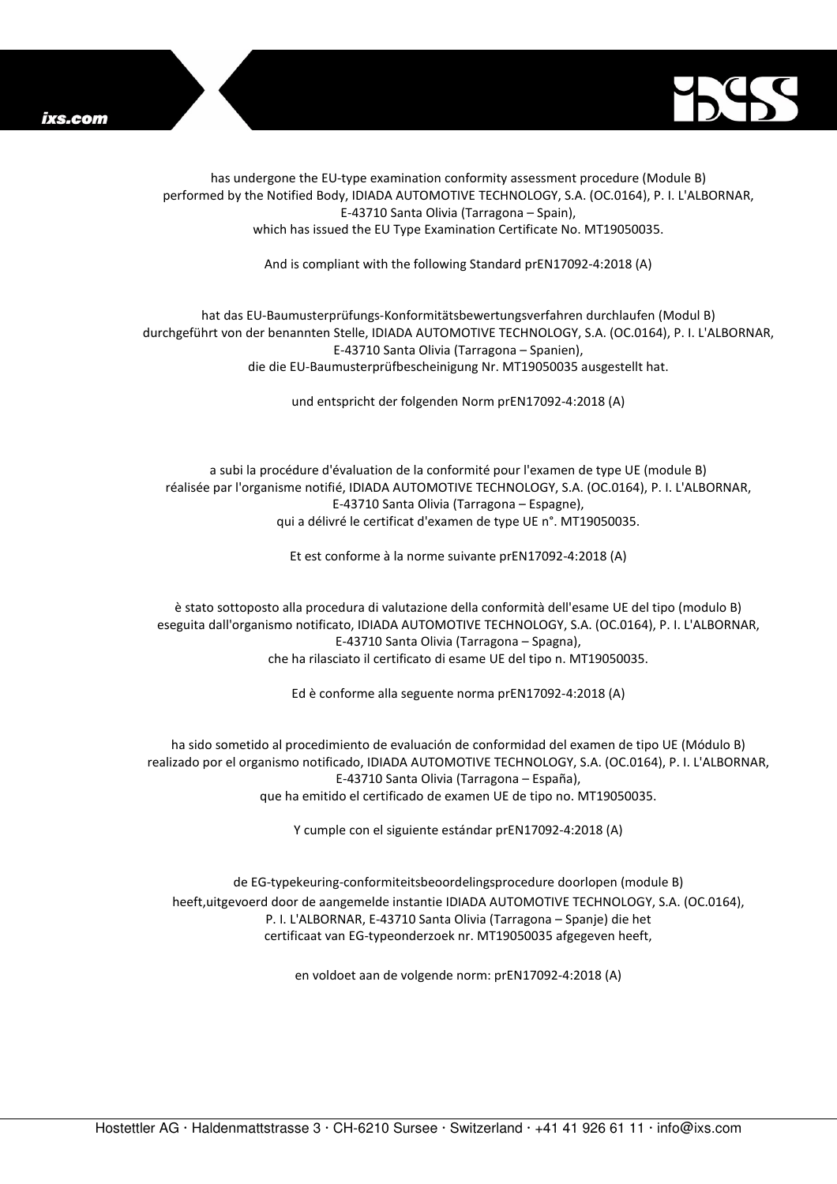has undergone the EU-type examination conformity assessment procedure (Module B)
performed by the Notified Body, IDIADA AUTOMOTIVE TECHNOLOGY, S.A. (OC.0164), P. I. L'ALBORNAR,
E-43710 Santa Olivia (Tarragona – Spain),
which has issued the EU Type Examination Certificate No. MT19050035.

And is compliant with the following Standard prEN17092-4:2018 (A)

hat das EU-Baumusterprüfungs-Konformitätsbewertungsverfahren durchlaufen (Modul B)
durchgeführt von der benannten Stelle, IDIADA AUTOMOTIVE TECHNOLOGY, S.A. (OC.0164), P. I. L'ALBORNAR,
E-43710 Santa Olivia (Tarragona – Spanien),
die die EU-Baumusterprüfbescheinigung Nr. MT19050035 ausgestellt hat.

und entspricht der folgenden Norm prEN17092-4:2018 (A)

a subi la procédure d'évaluation de la conformité pour l'examen de type UE (module B)
réalisée par l'organisme notifié, IDIADA AUTOMOTIVE TECHNOLOGY, S.A. (OC.0164), P. I. L'ALBORNAR,
E-43710 Santa Olivia (Tarragona – Espagne),
qui a délivré le certificat d'examen de type UE n°. MT19050035.

Et est conforme à la norme suivante prEN17092-4:2018 (A)

è stato sottoposto alla procedura di valutazione della conformità dell'esame UE del tipo (modulo B)
eseguita dall'organismo notificato, IDIADA AUTOMOTIVE TECHNOLOGY, S.A. (OC.0164), P. I. L'ALBORNAR,
E-43710 Santa Olivia (Tarragona – Spagna),
che ha rilasciato il certificato di esame UE del tipo n. MT19050035.

Ed è conforme alla seguente norma prEN17092-4:2018 (A)

ha sido sometido al procedimiento de evaluación de conformidad del examen de tipo UE (Módulo B)
realizado por el organismo notificado, IDIADA AUTOMOTIVE TECHNOLOGY, S.A. (OC.0164), P. I. L'ALBORNAR,
E-43710 Santa Olivia (Tarragona – España),
que ha emitido el certificado de examen UE de tipo no. MT19050035.

Y cumple con el siguiente estándar prEN17092-4:2018 (A)

de EG-typekeuring-conformiteitsbeoordelingsprocedure doorlopen (module B)
heeft,uitgevoerd door de aangemelde instantie IDIADA AUTOMOTIVE TECHNOLOGY, S.A. (OC.0164),
P. I. L'ALBORNAR, E-43710 Santa Olivia (Tarragona – Spanje) die het
certificaat van EG-typeonderzoek nr. MT19050035 afgegeven heeft,

en voldoet aan de volgende norm: prEN17092-4:2018 (A)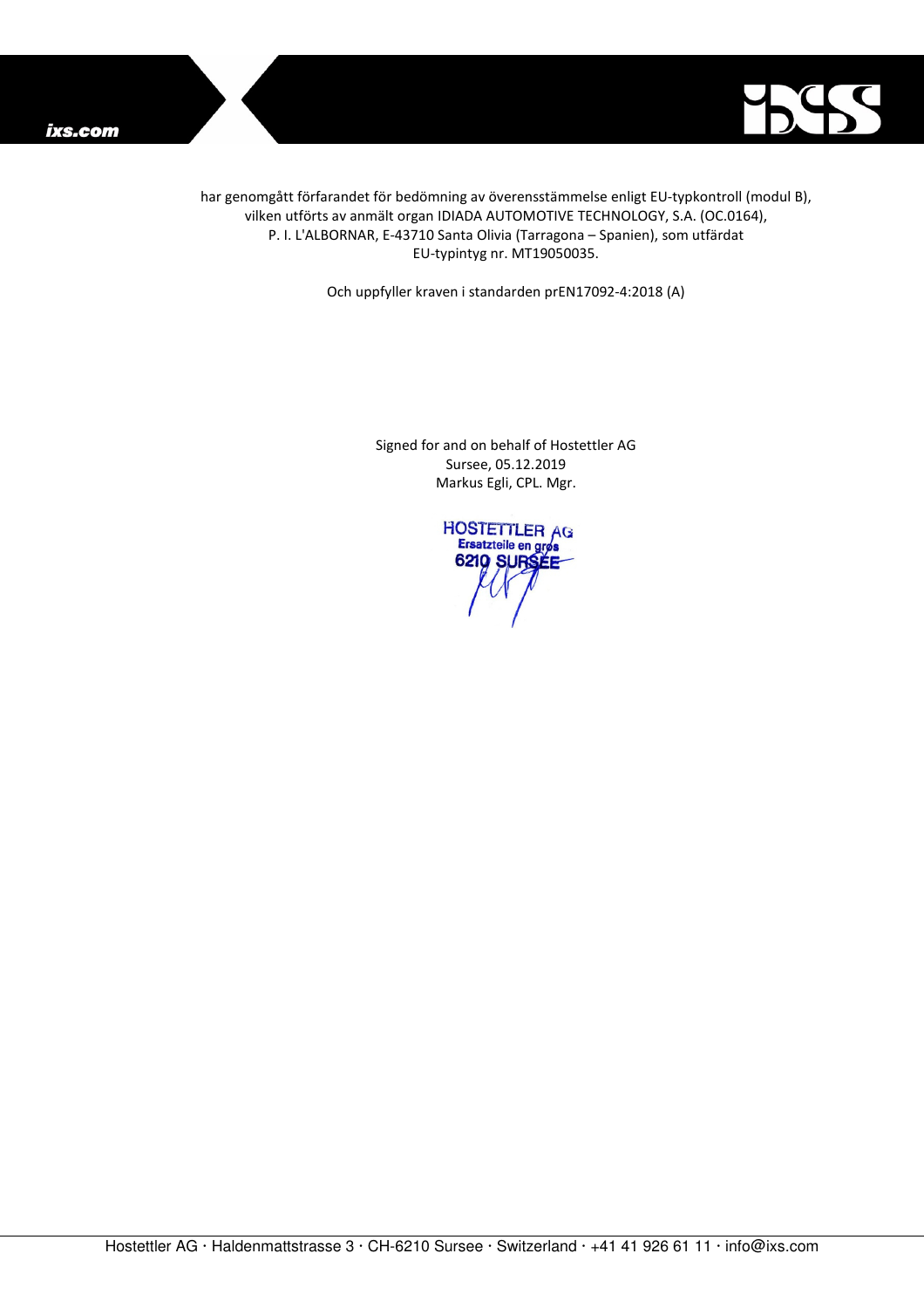har genomgått förfarandet för bedömning av överensstämmelse enligt EU-typkontroll (modul B), vilken utförts av anmält organ IDIADA AUTOMOTIVE TECHNOLOGY, S.A. (OC.0164), P. I. L'ALBORNAR, E-43710 Santa Olivia (Tarragona – Spanien), som utfärdat EU-typintyg nr. MT19050035.

Och uppfyller kraven i standarden prEN17092-4:2018 (A)

Signed for and on behalf of Hostettler AG
Sursee, 05.12.2019
Markus Egli, CPL. Mgr.

HOSTETTLER AG
Ersatzteile en gros
6210 SURSEE